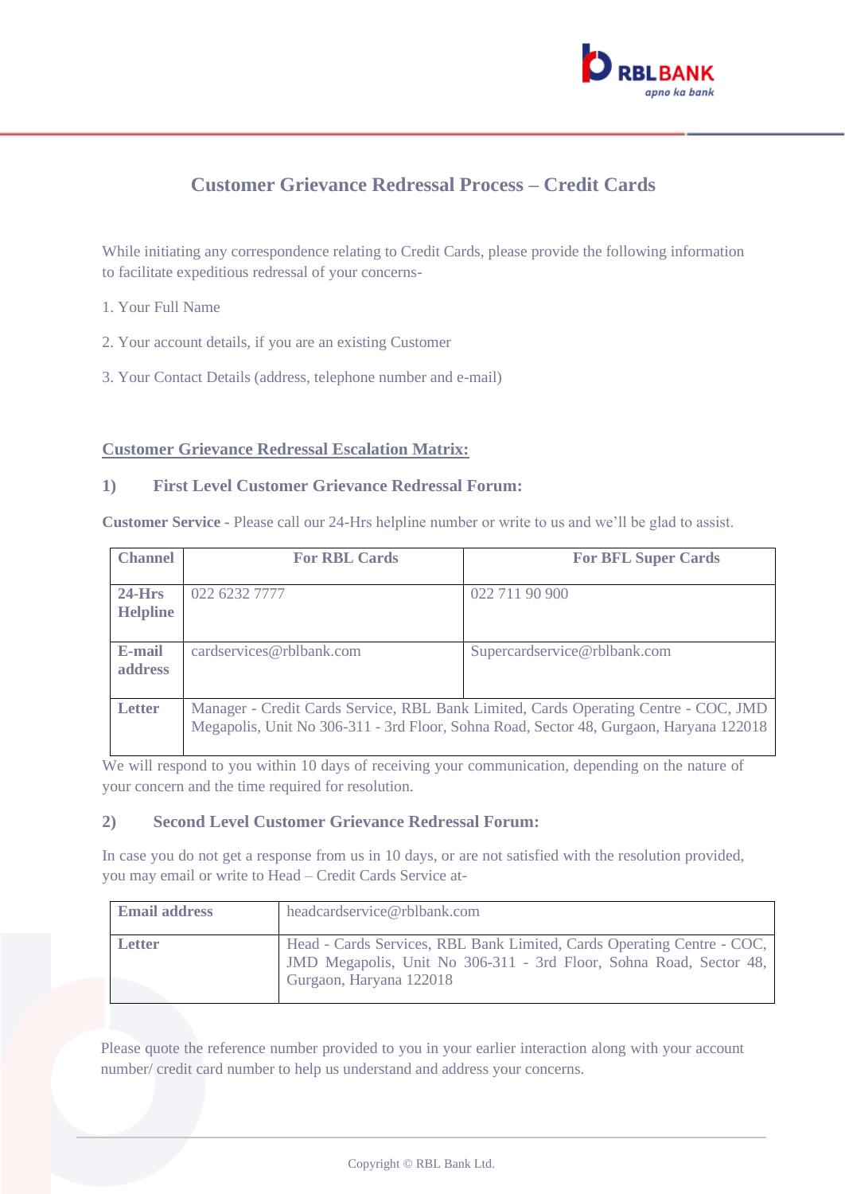# Customer Grievance Redressal Process – Credit Cards

While initiating any correspondence relating to Credit Cards, please provide the following information to facilitate expeditious redressal of your concerns-

1. Your Full Name

2. Your account details, if you are an existing Customer

3. Your Contact Details (address, telephone number and e-mail)

## Customer Grievance Redressal Escalation Matrix:

### 1) First Level Customer Grievance Redressal Forum:

**Customer Service -** Please call our 24-Hrs helpline number or write to us and we'll be glad to assist.

| Channel | For RBL Cards | For BFL Super Cards |
|---|---|---|
| **24-Hrs Helpline** | 022 6232 7777 | 022 711 90 900 |
| **E-mail address** | cardservices@rblbank.com | Supercardservice@rblbank.com |
| **Letter** | Manager - Credit Cards Service, RBL Bank Limited, Cards Operating Centre - COC, JMD Megapolis, Unit No 306-311 - 3rd Floor, Sohna Road, Sector 48, Gurgaon, Haryana 122018 | |

We will respond to you within 10 days of receiving your communication, depending on the nature of your concern and the time required for resolution.

### 2) Second Level Customer Grievance Redressal Forum:

In case you do not get a response from us in 10 days, or are not satisfied with the resolution provided, you may email or write to Head – Credit Cards Service at-

| Email address | headcardservice@rblbank.com |
|---|---|
| **Letter** | Head - Cards Services, RBL Bank Limited, Cards Operating Centre - COC, JMD Megapolis, Unit No 306-311 - 3rd Floor, Sohna Road, Sector 48, Gurgaon, Haryana 122018 |

Please quote the reference number provided to you in your earlier interaction along with your account number/ credit card number to help us understand and address your concerns.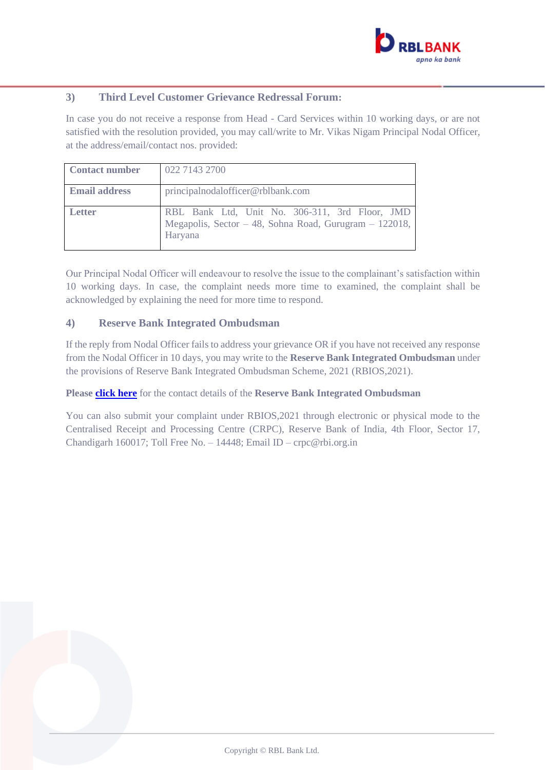### 3) Third Level Customer Grievance Redressal Forum:

In case you do not receive a response from Head - Card Services within 10 working days, or are not satisfied with the resolution provided, you may call/write to Mr. Vikas Nigam Principal Nodal Officer, at the address/email/contact nos. provided:

| | |
|---|---|
| **Contact number** | 022 7143 2700 |
| **Email address** | principalnodalofficer@rblbank.com |
| **Letter** | RBL Bank Ltd, Unit No. 306-311, 3rd Floor, JMD Megapolis, Sector – 48, Sohna Road, Gurugram – 122018, Haryana |

Our Principal Nodal Officer will endeavour to resolve the issue to the complainant's satisfaction within 10 working days. In case, the complaint needs more time to examined, the complaint shall be acknowledged by explaining the need for more time to respond.

### 4) Reserve Bank Integrated Ombudsman

If the reply from Nodal Officer fails to address your grievance OR if you have not received any response from the Nodal Officer in 10 days, you may write to the **Reserve Bank Integrated Ombudsman** under the provisions of Reserve Bank Integrated Ombudsman Scheme, 2021 (RBIOS,2021).

**Please click here** for the contact details of the **Reserve Bank Integrated Ombudsman**

You can also submit your complaint under RBIOS,2021 through electronic or physical mode to the Centralised Receipt and Processing Centre (CRPC), Reserve Bank of India, 4th Floor, Sector 17, Chandigarh 160017; Toll Free No. – 14448; Email ID – crpc@rbi.org.in